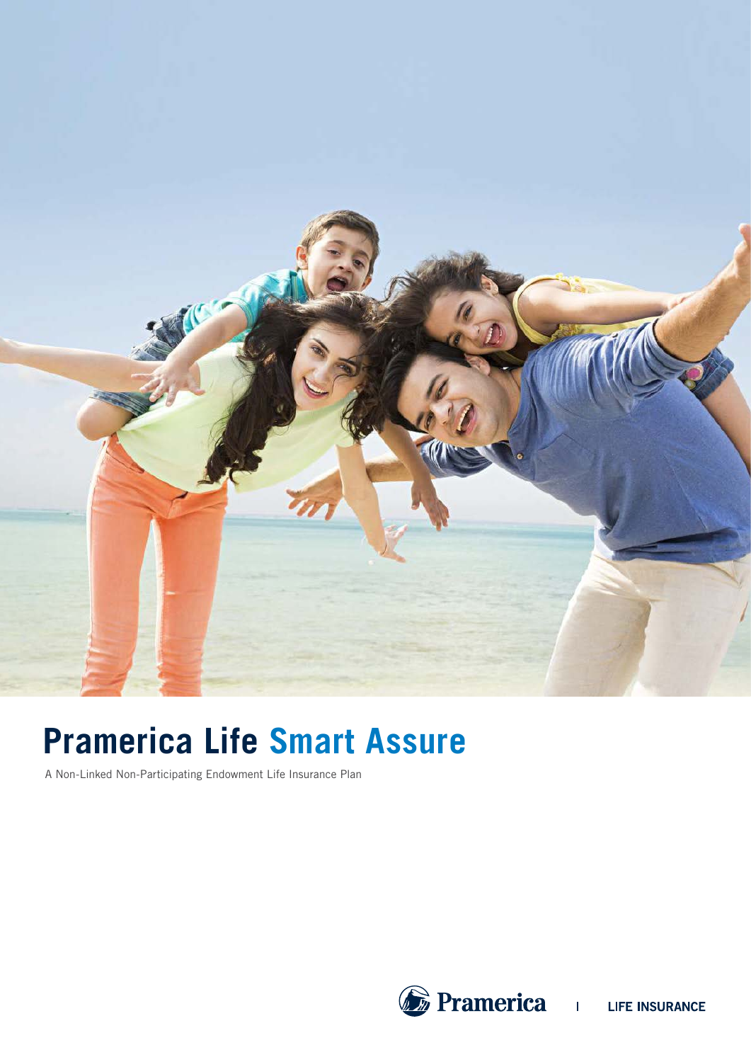# Pramerica Life Smart Assure

A Non-Linked Non-Participating Endowment Life Insurance Plan

Pramerica | LIFE INSURANCE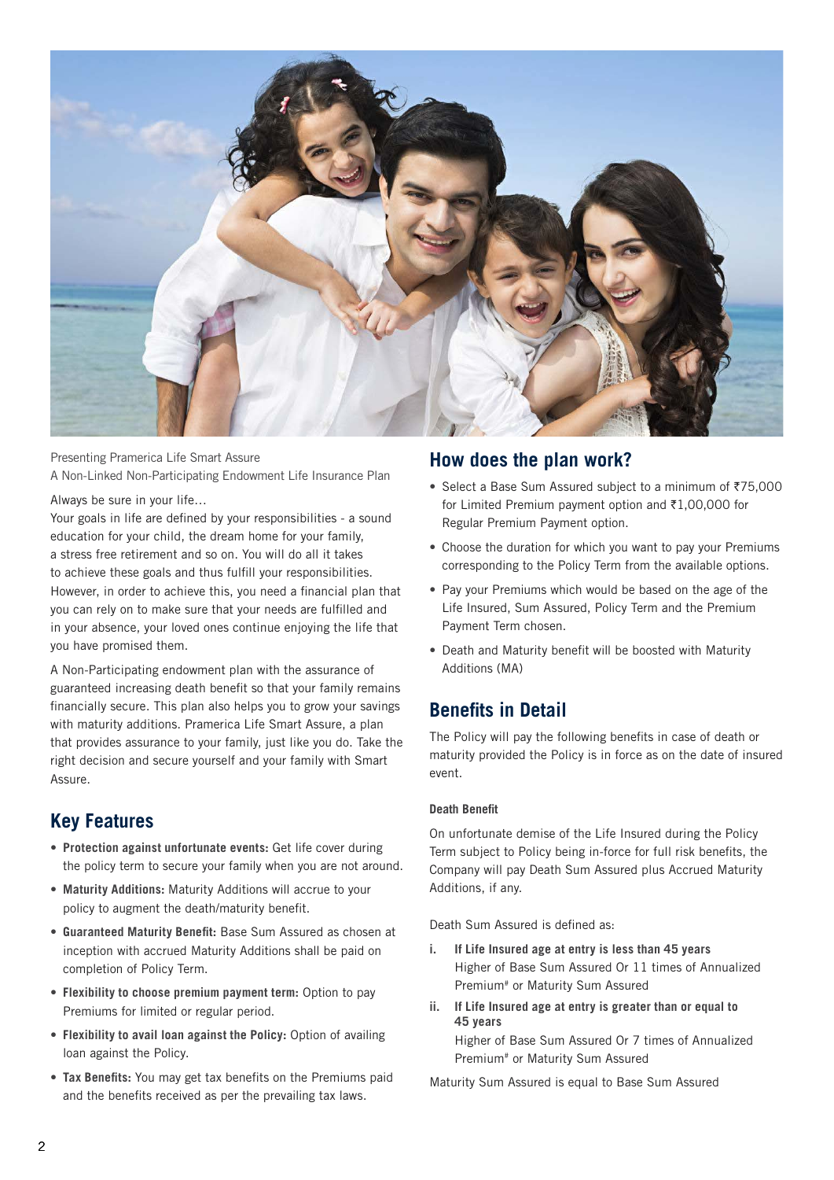Presenting Pramerica Life Smart Assure

A Non-Linked Non-Participating Endowment Life Insurance Plan

Always be sure in your life…

Your goals in life are defined by your responsibilities - a sound education for your child, the dream home for your family, a stress free retirement and so on. You will do all it takes to achieve these goals and thus fulfill your responsibilities. However, in order to achieve this, you need a financial plan that you can rely on to make sure that your needs are fulfilled and in your absence, your loved ones continue enjoying the life that you have promised them.

A Non-Participating endowment plan with the assurance of guaranteed increasing death benefit so that your family remains financially secure. This plan also helps you to grow your savings with maturity additions. Pramerica Life Smart Assure, a plan that provides assurance to your family, just like you do. Take the right decision and secure yourself and your family with Smart Assure.

## Key Features

- **Protection against unfortunate events:** Get life cover during the policy term to secure your family when you are not around.
- **Maturity Additions:** Maturity Additions will accrue to your policy to augment the death/maturity benefit.
- **Guaranteed Maturity Benefit:** Base Sum Assured as chosen at inception with accrued Maturity Additions shall be paid on completion of Policy Term.
- **Flexibility to choose premium payment term:** Option to pay Premiums for limited or regular period.
- **Flexibility to avail loan against the Policy:** Option of availing loan against the Policy.
- **Tax Benefits:** You may get tax benefits on the Premiums paid and the benefits received as per the prevailing tax laws.

## How does the plan work?

- Select a Base Sum Assured subject to a minimum of ₹75,000 for Limited Premium payment option and ₹1,00,000 for Regular Premium Payment option.
- Choose the duration for which you want to pay your Premiums corresponding to the Policy Term from the available options.
- Pay your Premiums which would be based on the age of the Life Insured, Sum Assured, Policy Term and the Premium Payment Term chosen.
- Death and Maturity benefit will be boosted with Maturity Additions (MA)

## Benefits in Detail

The Policy will pay the following benefits in case of death or maturity provided the Policy is in force as on the date of insured event.

### Death Benefit

On unfortunate demise of the Life Insured during the Policy Term subject to Policy being in-force for full risk benefits, the Company will pay Death Sum Assured plus Accrued Maturity Additions, if any.

Death Sum Assured is defined as:

i. **If Life Insured age at entry is less than 45 years**
   Higher of Base Sum Assured Or 11 times of Annualized Premium# or Maturity Sum Assured

ii. **If Life Insured age at entry is greater than or equal to 45 years**
   Higher of Base Sum Assured Or 7 times of Annualized Premium# or Maturity Sum Assured

Maturity Sum Assured is equal to Base Sum Assured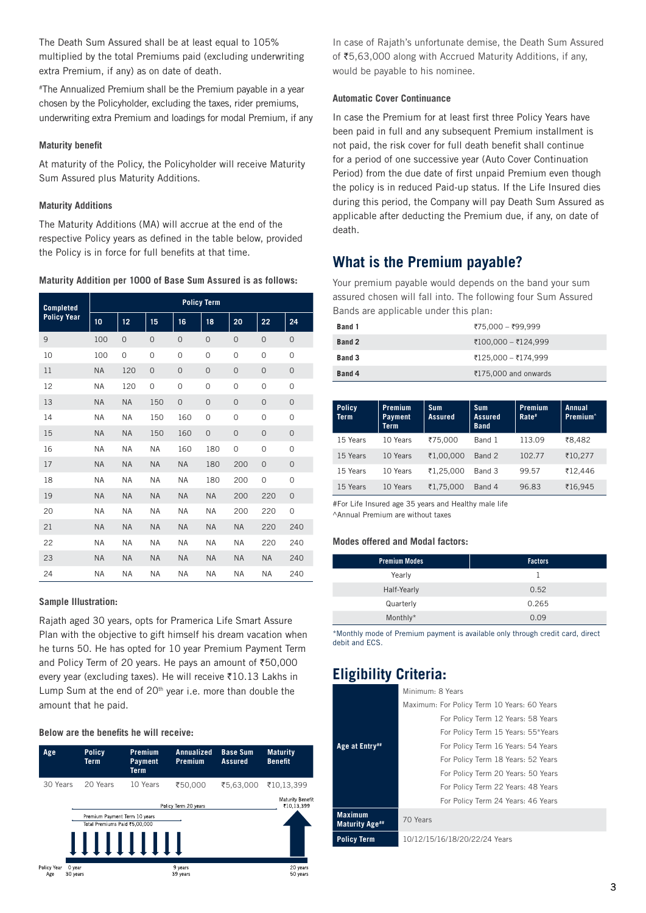The Death Sum Assured shall be at least equal to 105% multiplied by the total Premiums paid (excluding underwriting extra Premium, if any) as on date of death.

#The Annualized Premium shall be the Premium payable in a year chosen by the Policyholder, excluding the taxes, rider premiums, underwriting extra Premium and loadings for modal Premium, if any

#### Maturity benefit

At maturity of the Policy, the Policyholder will receive Maturity Sum Assured plus Maturity Additions.

#### Maturity Additions

The Maturity Additions (MA) will accrue at the end of the respective Policy years as defined in the table below, provided the Policy is in force for full benefits at that time.

**Maturity Addition per 1000 of Base Sum Assured is as follows:**

| Completed Policy Year | Policy Term | | | | | | | |
|---|---|---|---|---|---|---|---|---|
| | 10 | 12 | 15 | 16 | 18 | 20 | 22 | 24 |
| 9 | 100 | 0 | 0 | 0 | 0 | 0 | 0 | 0 |
| 10 | 100 | 0 | 0 | 0 | 0 | 0 | 0 | 0 |
| 11 | NA | 120 | 0 | 0 | 0 | 0 | 0 | 0 |
| 12 | NA | 120 | 0 | 0 | 0 | 0 | 0 | 0 |
| 13 | NA | NA | 150 | 0 | 0 | 0 | 0 | 0 |
| 14 | NA | NA | 150 | 160 | 0 | 0 | 0 | 0 |
| 15 | NA | NA | 150 | 160 | 0 | 0 | 0 | 0 |
| 16 | NA | NA | NA | 160 | 180 | 0 | 0 | 0 |
| 17 | NA | NA | NA | NA | 180 | 200 | 0 | 0 |
| 18 | NA | NA | NA | NA | 180 | 200 | 0 | 0 |
| 19 | NA | NA | NA | NA | NA | 200 | 220 | 0 |
| 20 | NA | NA | NA | NA | NA | 200 | 220 | 0 |
| 21 | NA | NA | NA | NA | NA | NA | 220 | 240 |
| 22 | NA | NA | NA | NA | NA | NA | 220 | 240 |
| 23 | NA | NA | NA | NA | NA | NA | NA | 240 |
| 24 | NA | NA | NA | NA | NA | NA | NA | 240 |

#### Sample Illustration:

Rajath aged 30 years, opts for Pramerica Life Smart Assure Plan with the objective to gift himself his dream vacation when he turns 50. He has opted for 10 year Premium Payment Term and Policy Term of 20 years. He pays an amount of ₹50,000 every year (excluding taxes). He will receive ₹10.13 Lakhs in Lump Sum at the end of 20th year i.e. more than double the amount that he paid.

**Below are the benefits he will receive:**

| Age | Policy Term | Premium Payment Term | Annualized Premium | Base Sum Assured | Maturity Benefit |
|---|---|---|---|---|---|
| 30 Years | 20 Years | 10 Years | ₹50,000 | ₹5,63,000 | ₹10,13,399 |

Policy Term 20 years

Maturity Benefit ₹10,13,399

Premium Payment Term 10 years

Total Premiums Paid ₹5,00,000

Policy Year Age

0 year 30 years

9 years 39 years

20 years 50 years

In case of Rajath's unfortunate demise, the Death Sum Assured of ₹5,63,000 along with Accrued Maturity Additions, if any, would be payable to his nominee.

#### Automatic Cover Continuance

In case the Premium for at least first three Policy Years have been paid in full and any subsequent Premium installment is not paid, the risk cover for full death benefit shall continue for a period of one successive year (Auto Cover Continuation Period) from the due date of first unpaid Premium even though the policy is in reduced Paid-up status. If the Life Insured dies during this period, the Company will pay Death Sum Assured as applicable after deducting the Premium due, if any, on date of death.

## What is the Premium payable?

Your premium payable would depends on the band your sum assured chosen will fall into. The following four Sum Assured Bands are applicable under this plan:

| | |
|---|---|
| **Band 1** | ₹75,000 – ₹99,999 |
| **Band 2** | ₹100,000 – ₹124,999 |
| **Band 3** | ₹125,000 – ₹174,999 |
| **Band 4** | ₹175,000 and onwards |

| Policy Term | Premium Payment Term | Sum Assured | Sum Assured Band | Premium Rate# | Annual Premium^ |
|---|---|---|---|---|---|
| 15 Years | 10 Years | ₹75,000 | Band 1 | 113.09 | ₹8,482 |
| 15 Years | 10 Years | ₹1,00,000 | Band 2 | 102.77 | ₹10,277 |
| 15 Years | 10 Years | ₹1,25,000 | Band 3 | 99.57 | ₹12,446 |
| 15 Years | 10 Years | ₹1,75,000 | Band 4 | 96.83 | ₹16,945 |

#For Life Insured age 35 years and Healthy male life
^Annual Premium are without taxes

#### Modes offered and Modal factors:

| Premium Modes | Factors |
|---|---|
| Yearly | 1 |
| Half-Yearly | 0.52 |
| Quarterly | 0.265 |
| Monthly* | 0.09 |

*Monthly mode of Premium payment is available only through credit card, direct debit and ECS.

## Eligibility Criteria:

| | |
|---|---|
| **Age at Entry##** | Minimum: 8 Years<br>Maximum: For Policy Term 10 Years: 60 Years<br>For Policy Term 12 Years: 58 Years<br>For Policy Term 15 Years: 55*Years<br>For Policy Term 16 Years: 54 Years<br>For Policy Term 18 Years: 52 Years<br>For Policy Term 20 Years: 50 Years<br>For Policy Term 22 Years: 48 Years<br>For Policy Term 24 Years: 46 Years |
| **Maximum Maturity Age##** | 70 Years |
| **Policy Term** | 10/12/15/16/18/20/22/24 Years |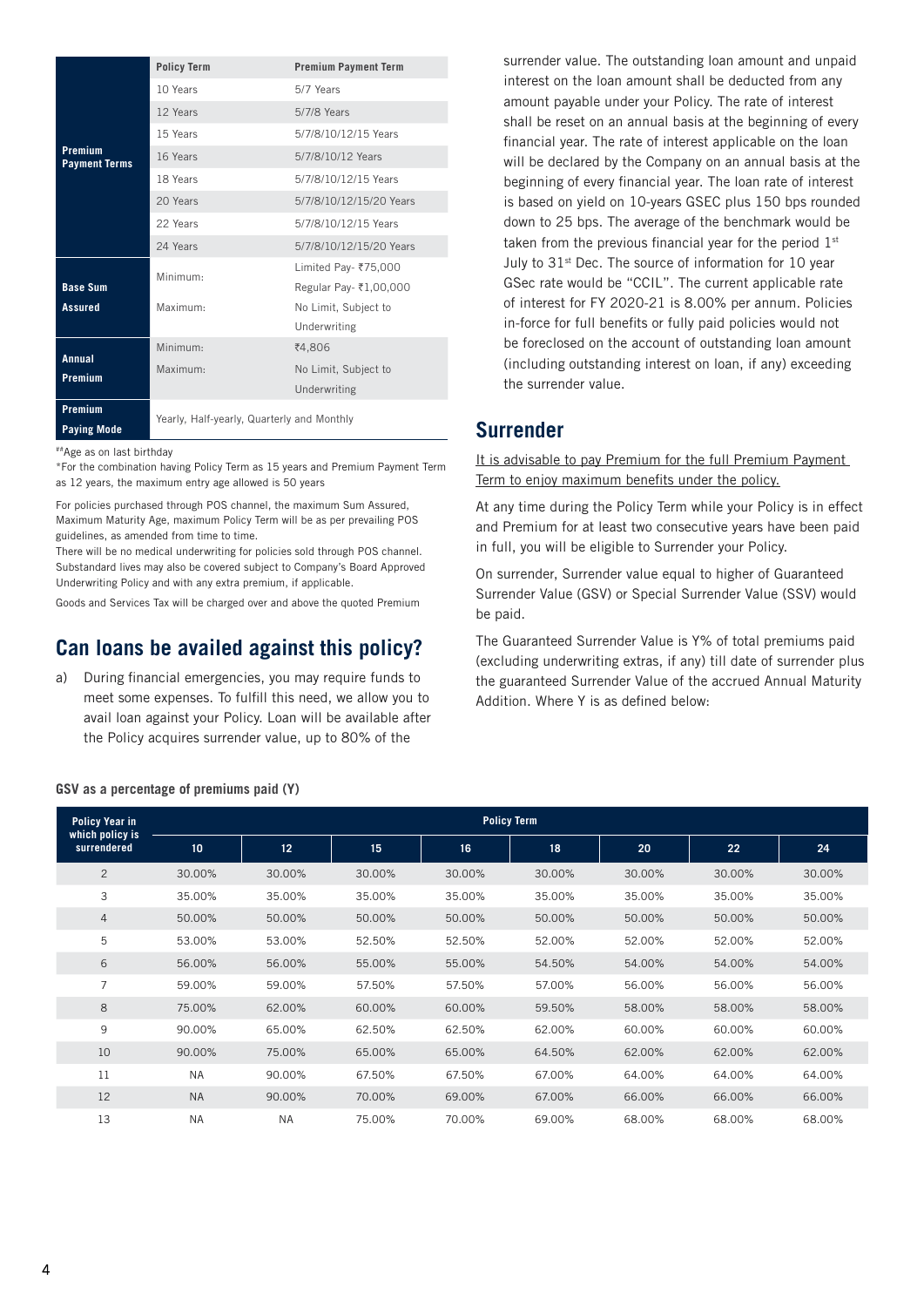| | Policy Term | Premium Payment Term |
|---|---|---|
| **Premium Payment Terms** | 10 Years | 5/7 Years |
| | 12 Years | 5/7/8 Years |
| | 15 Years | 5/7/8/10/12/15 Years |
| | 16 Years | 5/7/8/10/12 Years |
| | 18 Years | 5/7/8/10/12/15 Years |
| | 20 Years | 5/7/8/10/12/15/20 Years |
| | 22 Years | 5/7/8/10/12/15 Years |
| | 24 Years | 5/7/8/10/12/15/20 Years |
| **Base Sum Assured** | Minimum: | Limited Pay- ₹75,000<br>Regular Pay- ₹1,00,000 |
| | Maximum: | No Limit, Subject to Underwriting |
| **Annual Premium** | Minimum: | ₹4,806 |
| | Maximum: | No Limit, Subject to Underwriting |
| **Premium Paying Mode** | Yearly, Half-yearly, Quarterly and Monthly | |

##Age as on last birthday

*For the combination having Policy Term as 15 years and Premium Payment Term as 12 years, the maximum entry age allowed is 50 years

For policies purchased through POS channel, the maximum Sum Assured, Maximum Maturity Age, maximum Policy Term will be as per prevailing POS guidelines, as amended from time to time.

There will be no medical underwriting for policies sold through POS channel. Substandard lives may also be covered subject to Company's Board Approved Underwriting Policy and with any extra premium, if applicable.

Goods and Services Tax will be charged over and above the quoted Premium

## Can loans be availed against this policy?

a) During financial emergencies, you may require funds to meet some expenses. To fulfill this need, we allow you to avail loan against your Policy. Loan will be available after the Policy acquires surrender value, up to 80% of the surrender value. The outstanding loan amount and unpaid interest on the loan amount shall be deducted from any amount payable under your Policy. The rate of interest shall be reset on an annual basis at the beginning of every financial year. The rate of interest applicable on the loan will be declared by the Company on an annual basis at the beginning of every financial year. The loan rate of interest is based on yield on 10-years GSEC plus 150 bps rounded down to 25 bps. The average of the benchmark would be taken from the previous financial year for the period 1st July to 31st Dec. The source of information for 10 year GSec rate would be "CCIL". The current applicable rate of interest for FY 2020-21 is 8.00% per annum. Policies in-force for full benefits or fully paid policies would not be foreclosed on the account of outstanding loan amount (including outstanding interest on loan, if any) exceeding the surrender value.

## Surrender

It is advisable to pay Premium for the full Premium Payment Term to enjoy maximum benefits under the policy.

At any time during the Policy Term while your Policy is in effect and Premium for at least two consecutive years have been paid in full, you will be eligible to Surrender your Policy.

On surrender, Surrender value equal to higher of Guaranteed Surrender Value (GSV) or Special Surrender Value (SSV) would be paid.

The Guaranteed Surrender Value is Y% of total premiums paid (excluding underwriting extras, if any) till date of surrender plus the guaranteed Surrender Value of the accrued Annual Maturity Addition. Where Y is as defined below:

**GSV as a percentage of premiums paid (Y)**

| Policy Year in which policy is surrendered | Policy Term | | | | | | | |
|---|---|---|---|---|---|---|---|---|
| | 10 | 12 | 15 | 16 | 18 | 20 | 22 | 24 |
| 2 | 30.00% | 30.00% | 30.00% | 30.00% | 30.00% | 30.00% | 30.00% | 30.00% |
| 3 | 35.00% | 35.00% | 35.00% | 35.00% | 35.00% | 35.00% | 35.00% | 35.00% |
| 4 | 50.00% | 50.00% | 50.00% | 50.00% | 50.00% | 50.00% | 50.00% | 50.00% |
| 5 | 53.00% | 53.00% | 52.50% | 52.50% | 52.00% | 52.00% | 52.00% | 52.00% |
| 6 | 56.00% | 56.00% | 55.00% | 55.00% | 54.50% | 54.00% | 54.00% | 54.00% |
| 7 | 59.00% | 59.00% | 57.50% | 57.50% | 57.00% | 56.00% | 56.00% | 56.00% |
| 8 | 75.00% | 62.00% | 60.00% | 60.00% | 59.50% | 58.00% | 58.00% | 58.00% |
| 9 | 90.00% | 65.00% | 62.50% | 62.50% | 62.00% | 60.00% | 60.00% | 60.00% |
| 10 | 90.00% | 75.00% | 65.00% | 65.00% | 64.50% | 62.00% | 62.00% | 62.00% |
| 11 | NA | 90.00% | 67.50% | 67.50% | 67.00% | 64.00% | 64.00% | 64.00% |
| 12 | NA | 90.00% | 70.00% | 69.00% | 67.00% | 66.00% | 66.00% | 66.00% |
| 13 | NA | NA | 75.00% | 70.00% | 69.00% | 68.00% | 68.00% | 68.00% |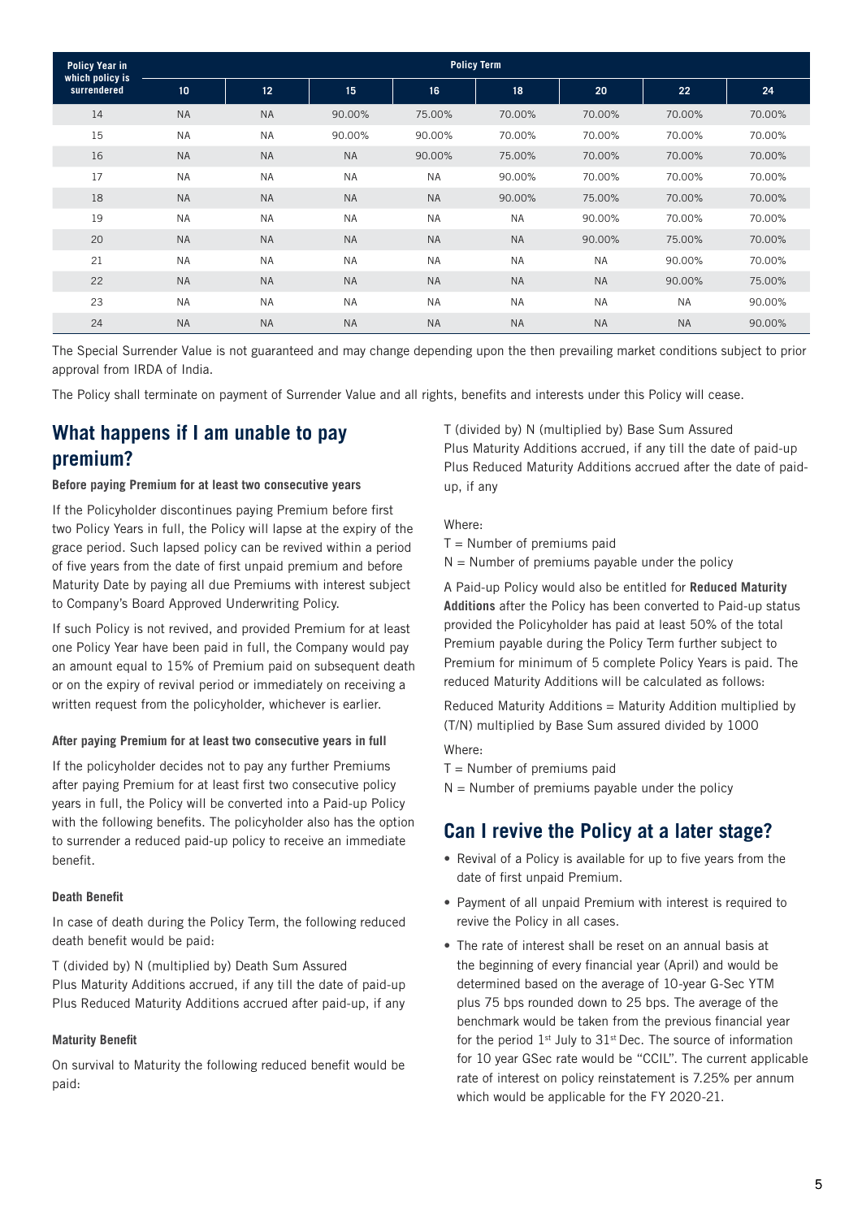| Policy Year in which policy is surrendered | Policy Term | | | | | | | |
|---|---|---|---|---|---|---|---|---|
| | 10 | 12 | 15 | 16 | 18 | 20 | 22 | 24 |
| 14 | NA | NA | 90.00% | 75.00% | 70.00% | 70.00% | 70.00% | 70.00% |
| 15 | NA | NA | 90.00% | 90.00% | 70.00% | 70.00% | 70.00% | 70.00% |
| 16 | NA | NA | NA | 90.00% | 75.00% | 70.00% | 70.00% | 70.00% |
| 17 | NA | NA | NA | NA | 90.00% | 70.00% | 70.00% | 70.00% |
| 18 | NA | NA | NA | NA | 90.00% | 75.00% | 70.00% | 70.00% |
| 19 | NA | NA | NA | NA | NA | 90.00% | 70.00% | 70.00% |
| 20 | NA | NA | NA | NA | NA | 90.00% | 75.00% | 70.00% |
| 21 | NA | NA | NA | NA | NA | NA | 90.00% | 70.00% |
| 22 | NA | NA | NA | NA | NA | NA | 90.00% | 75.00% |
| 23 | NA | NA | NA | NA | NA | NA | NA | 90.00% |
| 24 | NA | NA | NA | NA | NA | NA | NA | 90.00% |

The Special Surrender Value is not guaranteed and may change depending upon the then prevailing market conditions subject to prior approval from IRDA of India.

The Policy shall terminate on payment of Surrender Value and all rights, benefits and interests under this Policy will cease.

## What happens if I am unable to pay premium?

#### Before paying Premium for at least two consecutive years

If the Policyholder discontinues paying Premium before first two Policy Years in full, the Policy will lapse at the expiry of the grace period. Such lapsed policy can be revived within a period of five years from the date of first unpaid premium and before Maturity Date by paying all due Premiums with interest subject to Company's Board Approved Underwriting Policy.

If such Policy is not revived, and provided Premium for at least one Policy Year have been paid in full, the Company would pay an amount equal to 15% of Premium paid on subsequent death or on the expiry of revival period or immediately on receiving a written request from the policyholder, whichever is earlier.

#### After paying Premium for at least two consecutive years in full

If the policyholder decides not to pay any further Premiums after paying Premium for at least first two consecutive policy years in full, the Policy will be converted into a Paid-up Policy with the following benefits. The policyholder also has the option to surrender a reduced paid-up policy to receive an immediate benefit.

#### Death Benefit

In case of death during the Policy Term, the following reduced death benefit would be paid:

T (divided by) N (multiplied by) Death Sum Assured
Plus Maturity Additions accrued, if any till the date of paid-up
Plus Reduced Maturity Additions accrued after paid-up, if any

#### Maturity Benefit

On survival to Maturity the following reduced benefit would be paid:

T (divided by) N (multiplied by) Base Sum Assured
Plus Maturity Additions accrued, if any till the date of paid-up
Plus Reduced Maturity Additions accrued after the date of paid-up, if any

Where:
T = Number of premiums paid
N = Number of premiums payable under the policy

A Paid-up Policy would also be entitled for **Reduced Maturity Additions** after the Policy has been converted to Paid-up status provided the Policyholder has paid at least 50% of the total Premium payable during the Policy Term further subject to Premium for minimum of 5 complete Policy Years is paid. The reduced Maturity Additions will be calculated as follows:

Reduced Maturity Additions = Maturity Addition multiplied by (T/N) multiplied by Base Sum assured divided by 1000

Where:
T = Number of premiums paid
N = Number of premiums payable under the policy

## Can I revive the Policy at a later stage?

- Revival of a Policy is available for up to five years from the date of first unpaid Premium.
- Payment of all unpaid Premium with interest is required to revive the Policy in all cases.
- The rate of interest shall be reset on an annual basis at the beginning of every financial year (April) and would be determined based on the average of 10-year G-Sec YTM plus 75 bps rounded down to 25 bps. The average of the benchmark would be taken from the previous financial year for the period 1st July to 31st Dec. The source of information for 10 year GSec rate would be "CCIL". The current applicable rate of interest on policy reinstatement is 7.25% per annum which would be applicable for the FY 2020-21.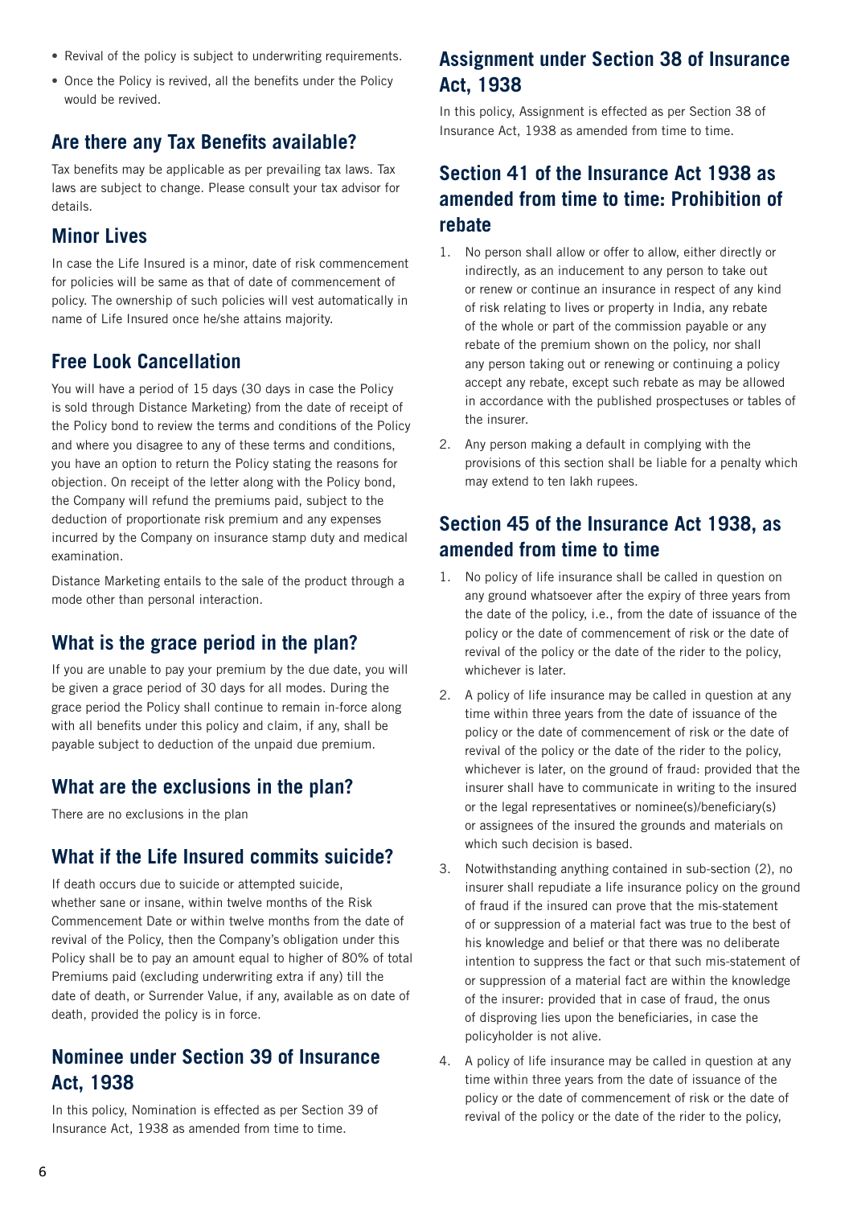- Revival of the policy is subject to underwriting requirements.
- Once the Policy is revived, all the benefits under the Policy would be revived.

## Are there any Tax Benefits available?

Tax benefits may be applicable as per prevailing tax laws. Tax laws are subject to change. Please consult your tax advisor for details.

## Minor Lives

In case the Life Insured is a minor, date of risk commencement for policies will be same as that of date of commencement of policy. The ownership of such policies will vest automatically in name of Life Insured once he/she attains majority.

## Free Look Cancellation

You will have a period of 15 days (30 days in case the Policy is sold through Distance Marketing) from the date of receipt of the Policy bond to review the terms and conditions of the Policy and where you disagree to any of these terms and conditions, you have an option to return the Policy stating the reasons for objection. On receipt of the letter along with the Policy bond, the Company will refund the premiums paid, subject to the deduction of proportionate risk premium and any expenses incurred by the Company on insurance stamp duty and medical examination.

Distance Marketing entails to the sale of the product through a mode other than personal interaction.

## What is the grace period in the plan?

If you are unable to pay your premium by the due date, you will be given a grace period of 30 days for all modes. During the grace period the Policy shall continue to remain in-force along with all benefits under this policy and claim, if any, shall be payable subject to deduction of the unpaid due premium.

## What are the exclusions in the plan?

There are no exclusions in the plan

## What if the Life Insured commits suicide?

If death occurs due to suicide or attempted suicide, whether sane or insane, within twelve months of the Risk Commencement Date or within twelve months from the date of revival of the Policy, then the Company's obligation under this Policy shall be to pay an amount equal to higher of 80% of total Premiums paid (excluding underwriting extra if any) till the date of death, or Surrender Value, if any, available as on date of death, provided the policy is in force.

## Nominee under Section 39 of Insurance Act, 1938

In this policy, Nomination is effected as per Section 39 of Insurance Act, 1938 as amended from time to time.

## Assignment under Section 38 of Insurance Act, 1938

In this policy, Assignment is effected as per Section 38 of Insurance Act, 1938 as amended from time to time.

## Section 41 of the Insurance Act 1938 as amended from time to time: Prohibition of rebate

1. No person shall allow or offer to allow, either directly or indirectly, as an inducement to any person to take out or renew or continue an insurance in respect of any kind of risk relating to lives or property in India, any rebate of the whole or part of the commission payable or any rebate of the premium shown on the policy, nor shall any person taking out or renewing or continuing a policy accept any rebate, except such rebate as may be allowed in accordance with the published prospectuses or tables of the insurer.
2. Any person making a default in complying with the provisions of this section shall be liable for a penalty which may extend to ten lakh rupees.

## Section 45 of the Insurance Act 1938, as amended from time to time

1. No policy of life insurance shall be called in question on any ground whatsoever after the expiry of three years from the date of the policy, i.e., from the date of issuance of the policy or the date of commencement of risk or the date of revival of the policy or the date of the rider to the policy, whichever is later.
2. A policy of life insurance may be called in question at any time within three years from the date of issuance of the policy or the date of commencement of risk or the date of revival of the policy or the date of the rider to the policy, whichever is later, on the ground of fraud: provided that the insurer shall have to communicate in writing to the insured or the legal representatives or nominee(s)/beneficiary(s) or assignees of the insured the grounds and materials on which such decision is based.
3. Notwithstanding anything contained in sub-section (2), no insurer shall repudiate a life insurance policy on the ground of fraud if the insured can prove that the mis-statement of or suppression of a material fact was true to the best of his knowledge and belief or that there was no deliberate intention to suppress the fact or that such mis-statement of or suppression of a material fact are within the knowledge of the insurer: provided that in case of fraud, the onus of disproving lies upon the beneficiaries, in case the policyholder is not alive.
4. A policy of life insurance may be called in question at any time within three years from the date of issuance of the policy or the date of commencement of risk or the date of revival of the policy or the date of the rider to the policy,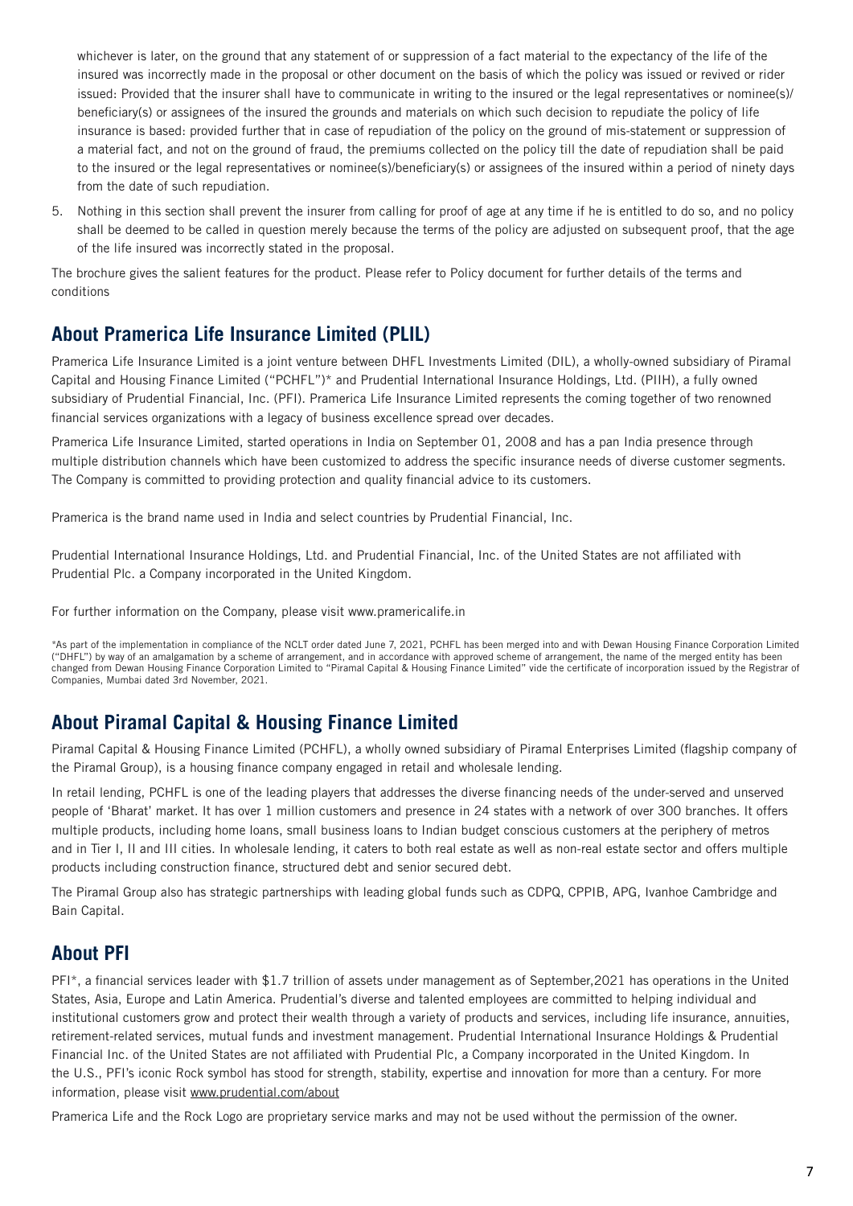whichever is later, on the ground that any statement of or suppression of a fact material to the expectancy of the life of the insured was incorrectly made in the proposal or other document on the basis of which the policy was issued or revived or rider issued: Provided that the insurer shall have to communicate in writing to the insured or the legal representatives or nominee(s)/ beneficiary(s) or assignees of the insured the grounds and materials on which such decision to repudiate the policy of life insurance is based: provided further that in case of repudiation of the policy on the ground of mis-statement or suppression of a material fact, and not on the ground of fraud, the premiums collected on the policy till the date of repudiation shall be paid to the insured or the legal representatives or nominee(s)/beneficiary(s) or assignees of the insured within a period of ninety days from the date of such repudiation.

5. Nothing in this section shall prevent the insurer from calling for proof of age at any time if he is entitled to do so, and no policy shall be deemed to be called in question merely because the terms of the policy are adjusted on subsequent proof, that the age of the life insured was incorrectly stated in the proposal.

The brochure gives the salient features for the product. Please refer to Policy document for further details of the terms and conditions

## About Pramerica Life Insurance Limited (PLIL)

Pramerica Life Insurance Limited is a joint venture between DHFL Investments Limited (DIL), a wholly-owned subsidiary of Piramal Capital and Housing Finance Limited ("PCHFL")* and Prudential International Insurance Holdings, Ltd. (PIIH), a fully owned subsidiary of Prudential Financial, Inc. (PFI). Pramerica Life Insurance Limited represents the coming together of two renowned financial services organizations with a legacy of business excellence spread over decades.

Pramerica Life Insurance Limited, started operations in India on September 01, 2008 and has a pan India presence through multiple distribution channels which have been customized to address the specific insurance needs of diverse customer segments. The Company is committed to providing protection and quality financial advice to its customers.

Pramerica is the brand name used in India and select countries by Prudential Financial, Inc.

Prudential International Insurance Holdings, Ltd. and Prudential Financial, Inc. of the United States are not affiliated with Prudential Plc. a Company incorporated in the United Kingdom.

For further information on the Company, please visit www.pramericalife.in

*As part of the implementation in compliance of the NCLT order dated June 7, 2021, PCHFL has been merged into and with Dewan Housing Finance Corporation Limited ("DHFL") by way of an amalgamation by a scheme of arrangement, and in accordance with approved scheme of arrangement, the name of the merged entity has been changed from Dewan Housing Finance Corporation Limited to "Piramal Capital & Housing Finance Limited" vide the certificate of incorporation issued by the Registrar of Companies, Mumbai dated 3rd November, 2021.

## About Piramal Capital & Housing Finance Limited

Piramal Capital & Housing Finance Limited (PCHFL), a wholly owned subsidiary of Piramal Enterprises Limited (flagship company of the Piramal Group), is a housing finance company engaged in retail and wholesale lending.

In retail lending, PCHFL is one of the leading players that addresses the diverse financing needs of the under-served and unserved people of 'Bharat' market. It has over 1 million customers and presence in 24 states with a network of over 300 branches. It offers multiple products, including home loans, small business loans to Indian budget conscious customers at the periphery of metros and in Tier I, II and III cities. In wholesale lending, it caters to both real estate as well as non-real estate sector and offers multiple products including construction finance, structured debt and senior secured debt.

The Piramal Group also has strategic partnerships with leading global funds such as CDPQ, CPPIB, APG, Ivanhoe Cambridge and Bain Capital.

## About PFI

PFI*, a financial services leader with $1.7 trillion of assets under management as of September,2021 has operations in the United States, Asia, Europe and Latin America. Prudential's diverse and talented employees are committed to helping individual and institutional customers grow and protect their wealth through a variety of products and services, including life insurance, annuities, retirement-related services, mutual funds and investment management. Prudential International Insurance Holdings & Prudential Financial Inc. of the United States are not affiliated with Prudential Plc, a Company incorporated in the United Kingdom. In the U.S., PFI's iconic Rock symbol has stood for strength, stability, expertise and innovation for more than a century. For more information, please visit www.prudential.com/about

Pramerica Life and the Rock Logo are proprietary service marks and may not be used without the permission of the owner.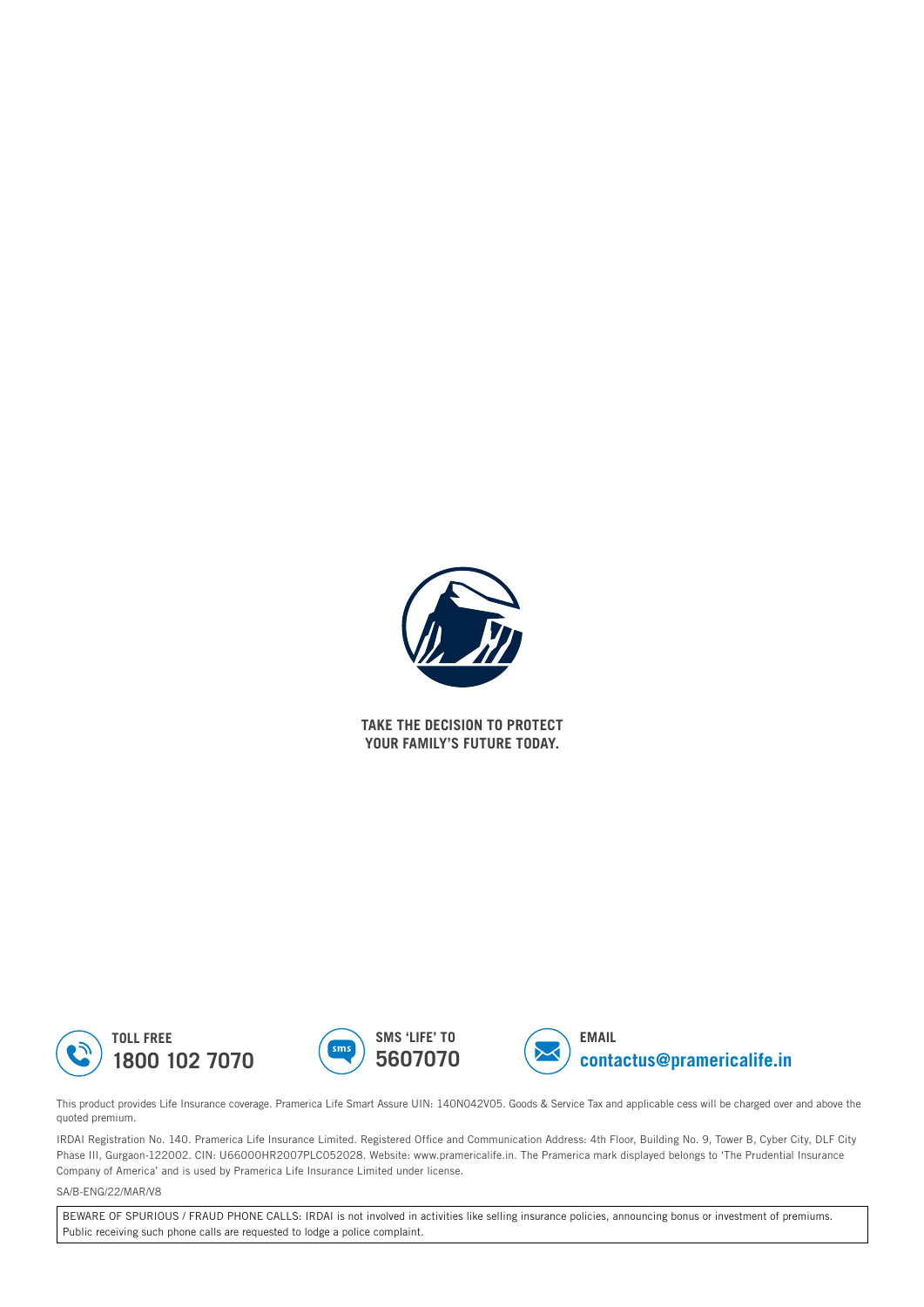**TAKE THE DECISION TO PROTECT YOUR FAMILY'S FUTURE TODAY.**

**TOLL FREE**
**1800 102 7070**

**SMS 'LIFE' TO**
**5607070**

**EMAIL**
**contactus@pramericalife.in**

This product provides Life Insurance coverage. Pramerica Life Smart Assure UIN: 140N042V05. Goods & Service Tax and applicable cess will be charged over and above the quoted premium.

IRDAI Registration No. 140. Pramerica Life Insurance Limited. Registered Office and Communication Address: 4th Floor, Building No. 9, Tower B, Cyber City, DLF City Phase III, Gurgaon-122002. CIN: U66000HR2007PLC052028. Website: www.pramericalife.in. The Pramerica mark displayed belongs to 'The Prudential Insurance Company of America' and is used by Pramerica Life Insurance Limited under license.

SA/B-ENG/22/MAR/V8

BEWARE OF SPURIOUS / FRAUD PHONE CALLS: IRDAI is not involved in activities like selling insurance policies, announcing bonus or investment of premiums. Public receiving such phone calls are requested to lodge a police complaint.